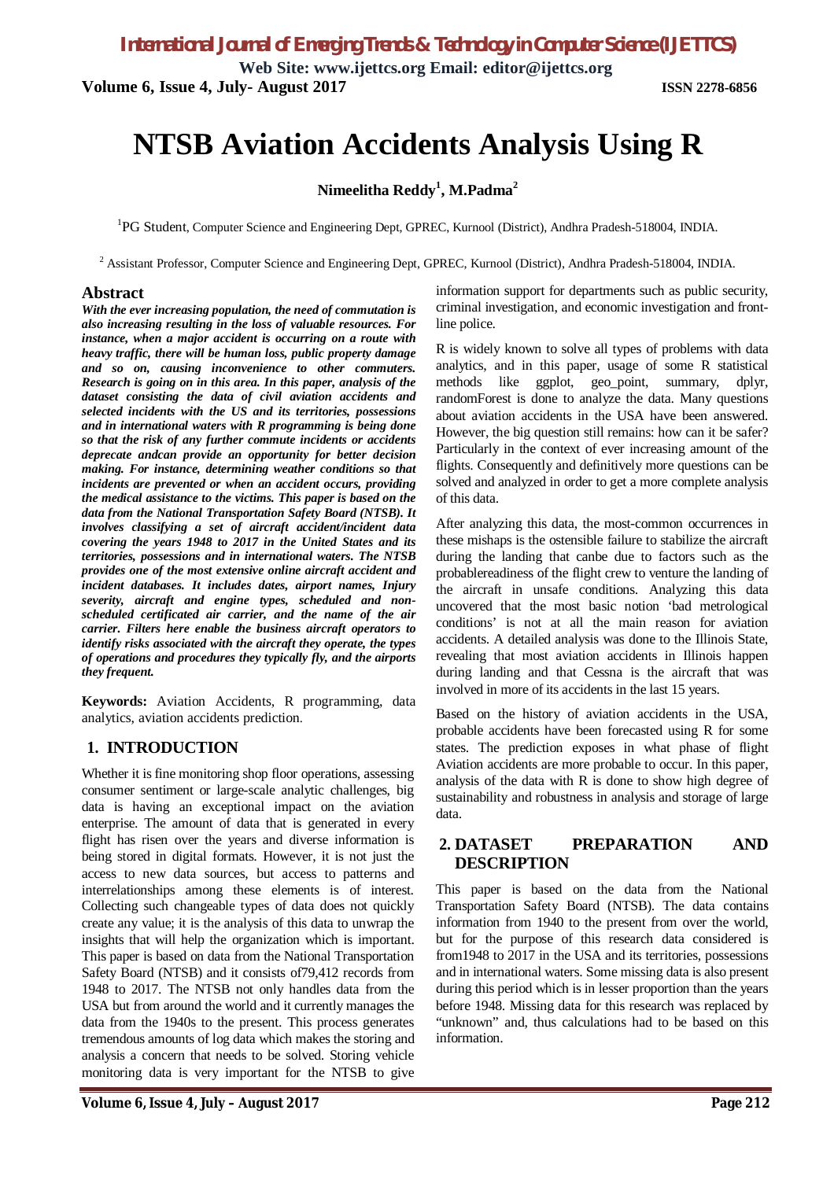# NTSB Aviation Accidents Analysis Using R

**Nimeelitha Reddy[1], M.Padma[2]**

[1]PG Student, Computer Science and Engineering Dept, GPREC, Kurnool (District), Andhra Pradesh-518004, INDIA.

[2] Assistant Professor, Computer Science and Engineering Dept, GPREC, Kurnool (District), Andhra Pradesh-518004, INDIA.

## Abstract

***With the ever increasing population, the need of commutation is also increasing resulting in the loss of valuable resources. For instance, when a major accident is occurring on a route with heavy traffic, there will be human loss, public property damage and so on, causing inconvenience to other commuters. Research is going on in this area. In this paper, analysis of the dataset consisting the data of civil aviation accidents and selected incidents with the US and its territories, possessions and in international waters with R programming is being done so that the risk of any further commute incidents or accidents deprecate andcan provide an opportunity for better decision making. For instance, determining weather conditions so that incidents are prevented or when an accident occurs, providing the medical assistance to the victims. This paper is based on the data from the National Transportation Safety Board (NTSB). It involves classifying a set of aircraft accident/incident data covering the years 1948 to 2017 in the United States and its territories, possessions and in international waters. The NTSB provides one of the most extensive online aircraft accident and incident databases. It includes dates, airport names, Injury severity, aircraft and engine types, scheduled and non-scheduled certificated air carrier, and the name of the air carrier. Filters here enable the business aircraft operators to identify risks associated with the aircraft they operate, the types of operations and procedures they typically fly, and the airports they frequent.***

**Keywords:** Aviation Accidents, R programming, data analytics, aviation accidents prediction.

## 1. INTRODUCTION

Whether it is fine monitoring shop floor operations, assessing consumer sentiment or large-scale analytic challenges, big data is having an exceptional impact on the aviation enterprise. The amount of data that is generated in every flight has risen over the years and diverse information is being stored in digital formats. However, it is not just the access to new data sources, but access to patterns and interrelationships among these elements is of interest. Collecting such changeable types of data does not quickly create any value; it is the analysis of this data to unwrap the insights that will help the organization which is important. This paper is based on data from the National Transportation Safety Board (NTSB) and it consists of79,412 records from 1948 to 2017. The NTSB not only handles data from the USA but from around the world and it currently manages the data from the 1940s to the present. This process generates tremendous amounts of log data which makes the storing and analysis a concern that needs to be solved. Storing vehicle monitoring data is very important for the NTSB to give information support for departments such as public security, criminal investigation, and economic investigation and front-line police.

R is widely known to solve all types of problems with data analytics, and in this paper, usage of some R statistical methods like ggplot, geo_point, summary, dplyr, randomForest is done to analyze the data. Many questions about aviation accidents in the USA have been answered. However, the big question still remains: how can it be safer? Particularly in the context of ever increasing amount of the flights. Consequently and definitively more questions can be solved and analyzed in order to get a more complete analysis of this data.

After analyzing this data, the most-common occurrences in these mishaps is the ostensible failure to stabilize the aircraft during the landing that canbe due to factors such as the probablereadiness of the flight crew to venture the landing of the aircraft in unsafe conditions. Analyzing this data uncovered that the most basic notion 'bad metrological conditions' is not at all the main reason for aviation accidents. A detailed analysis was done to the Illinois State, revealing that most aviation accidents in Illinois happen during landing and that Cessna is the aircraft that was involved in more of its accidents in the last 15 years.

Based on the history of aviation accidents in the USA, probable accidents have been forecasted using R for some states. The prediction exposes in what phase of flight Aviation accidents are more probable to occur. In this paper, analysis of the data with R is done to show high degree of sustainability and robustness in analysis and storage of large data.

## 2. DATASET PREPARATION AND DESCRIPTION

This paper is based on the data from the National Transportation Safety Board (NTSB). The data contains information from 1940 to the present from over the world, but for the purpose of this research data considered is from1948 to 2017 in the USA and its territories, possessions and in international waters. Some missing data is also present during this period which is in lesser proportion than the years before 1948. Missing data for this research was replaced by "unknown" and, thus calculations had to be based on this information.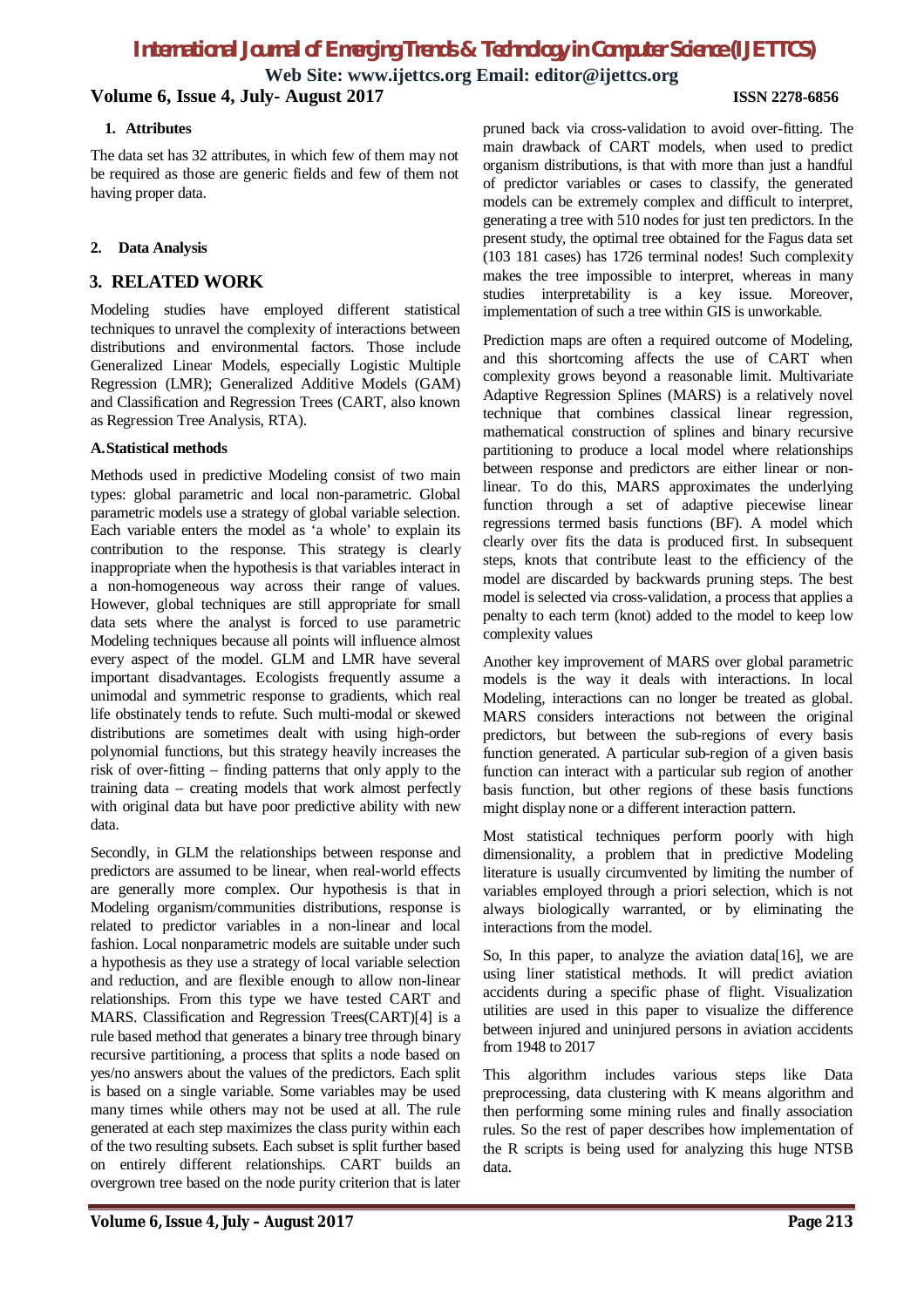1. **Attributes**

The data set has 32 attributes, in which few of them may not be required as those are generic fields and few of them not having proper data.

2. **Data Analysis**

## 3. RELATED WORK

Modeling studies have employed different statistical techniques to unravel the complexity of interactions between distributions and environmental factors. Those include Generalized Linear Models, especially Logistic Multiple Regression (LMR); Generalized Additive Models (GAM) and Classification and Regression Trees (CART, also known as Regression Tree Analysis, RTA).

### A. Statistical methods

Methods used in predictive Modeling consist of two main types: global parametric and local non-parametric. Global parametric models use a strategy of global variable selection. Each variable enters the model as 'a whole' to explain its contribution to the response. This strategy is clearly inappropriate when the hypothesis is that variables interact in a non-homogeneous way across their range of values. However, global techniques are still appropriate for small data sets where the analyst is forced to use parametric Modeling techniques because all points will influence almost every aspect of the model. GLM and LMR have several important disadvantages. Ecologists frequently assume a unimodal and symmetric response to gradients, which real life obstinately tends to refute. Such multi-modal or skewed distributions are sometimes dealt with using high-order polynomial functions, but this strategy heavily increases the risk of over-fitting – finding patterns that only apply to the training data – creating models that work almost perfectly with original data but have poor predictive ability with new data.

Secondly, in GLM the relationships between response and predictors are assumed to be linear, when real-world effects are generally more complex. Our hypothesis is that in Modeling organism/communities distributions, response is related to predictor variables in a non-linear and local fashion. Local nonparametric models are suitable under such a hypothesis as they use a strategy of local variable selection and reduction, and are flexible enough to allow non-linear relationships. From this type we have tested CART and MARS. Classification and Regression Trees(CART)[4] is a rule based method that generates a binary tree through binary recursive partitioning, a process that splits a node based on yes/no answers about the values of the predictors. Each split is based on a single variable. Some variables may be used many times while others may not be used at all. The rule generated at each step maximizes the class purity within each of the two resulting subsets. Each subset is split further based on entirely different relationships. CART builds an overgrown tree based on the node purity criterion that is later pruned back via cross-validation to avoid over-fitting. The main drawback of CART models, when used to predict organism distributions, is that with more than just a handful of predictor variables or cases to classify, the generated models can be extremely complex and difficult to interpret, generating a tree with 510 nodes for just ten predictors. In the present study, the optimal tree obtained for the Fagus data set (103 181 cases) has 1726 terminal nodes! Such complexity makes the tree impossible to interpret, whereas in many studies interpretability is a key issue. Moreover, implementation of such a tree within GIS is unworkable.

Prediction maps are often a required outcome of Modeling, and this shortcoming affects the use of CART when complexity grows beyond a reasonable limit. Multivariate Adaptive Regression Splines (MARS) is a relatively novel technique that combines classical linear regression, mathematical construction of splines and binary recursive partitioning to produce a local model where relationships between response and predictors are either linear or non-linear. To do this, MARS approximates the underlying function through a set of adaptive piecewise linear regressions termed basis functions (BF). A model which clearly over fits the data is produced first. In subsequent steps, knots that contribute least to the efficiency of the model are discarded by backwards pruning steps. The best model is selected via cross-validation, a process that applies a penalty to each term (knot) added to the model to keep low complexity values

Another key improvement of MARS over global parametric models is the way it deals with interactions. In local Modeling, interactions can no longer be treated as global. MARS considers interactions not between the original predictors, but between the sub-regions of every basis function generated. A particular sub-region of a given basis function can interact with a particular sub region of another basis function, but other regions of these basis functions might display none or a different interaction pattern.

Most statistical techniques perform poorly with high dimensionality, a problem that in predictive Modeling literature is usually circumvented by limiting the number of variables employed through a priori selection, which is not always biologically warranted, or by eliminating the interactions from the model.

So, In this paper, to analyze the aviation data[16], we are using liner statistical methods. It will predict aviation accidents during a specific phase of flight. Visualization utilities are used in this paper to visualize the difference between injured and uninjured persons in aviation accidents from 1948 to 2017

This algorithm includes various steps like Data preprocessing, data clustering with K means algorithm and then performing some mining rules and finally association rules. So the rest of paper describes how implementation of the R scripts is being used for analyzing this huge NTSB data.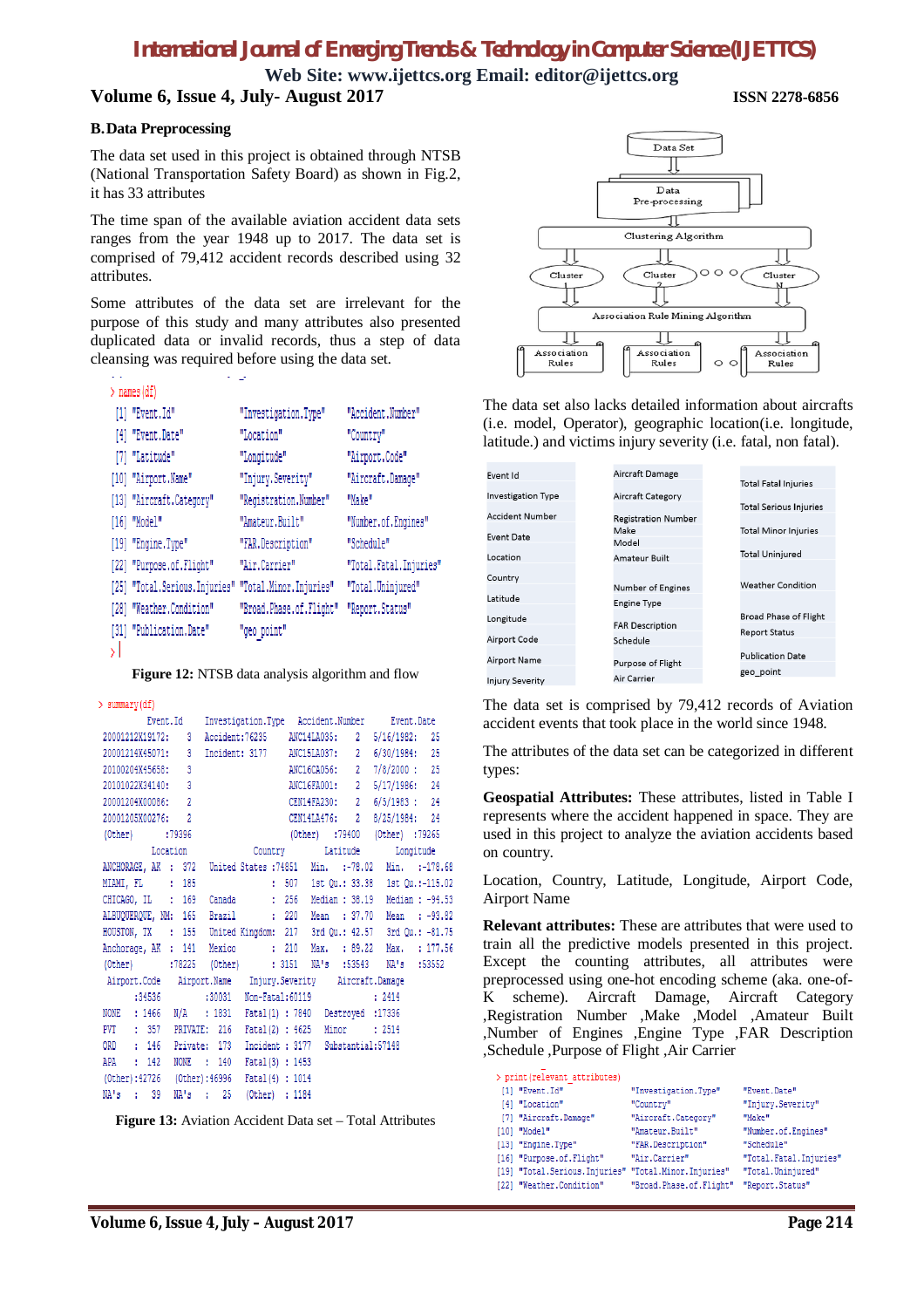### B. Data Preprocessing

The data set used in this project is obtained through NTSB (National Transportation Safety Board) as shown in Fig.2, it has 33 attributes

The time span of the available aviation accident data sets ranges from the year 1948 up to 2017. The data set is comprised of 79,412 accident records described using 32 attributes.

Some attributes of the data set are irrelevant for the purpose of this study and many attributes also presented duplicated data or invalid records, thus a step of data cleansing was required before using the data set.

```
> names(df)
 [1] "Event.Id"                "Investigation.Type"      "Accident.Number"
 [4] "Event.Date"              "Location"                "Country"
 [7] "Latitude"                "Longitude"               "Airport.Code"
[10] "Airport.Name"            "Injury.Severity"         "Aircraft.Damage"
[13] "Aircraft.Category"       "Registration.Number"     "Make"
[16] "Model"                   "Amateur.Built"           "Number.of.Engines"
[19] "Engine.Type"             "FAR.Description"         "Schedule"
[22] "Purpose.of.Flight"       "Air.Carrier"             "Total.Fatal.Injuries"
[25] "Total.Serious.Injuries"  "Total.Minor.Injuries"    "Total.Uninjured"
[28] "Weather.Condition"       "Broad.Phase.of.Flight"   "Report.Status"
[31] "Publication.Date"        "geo_point"
>
```

**Figure 12:** NTSB data analysis algorithm and flow

```
> summary(df)
          Event.Id       Investigation.Type   Accident.Number       Event.Date
 20001212X19172:   3   Accident:76235     ANC14LA035:   2   5/16/1982:   25
 20001214X45071:   3   Incident: 3177     ANC15LA037:   2   6/30/1984:   25
 20100204X45658:   3                      ANC16CA056:   2   7/8/2000 :   25
 20101022X34140:   3                      ANC16FA001:   2   5/17/1986:   24
 20001204X00086:   2                      CEN14FA230:   2   6/5/1983 :   24
 20001205X00276:   2                      CEN14LA476:   2   8/25/1984:   24
 (Other)       :79396                     (Other)   :79400  (Other)  :79265
          Location              Country          Latitude         Longitude
 ANCHORAGE, AK  :  372   United States :74851   Min.   :-78.02   Min.   :-178.68
 MIAMI, FL      :  185                 :  507   1st Qu.: 33.38   1st Qu.:-115.02
 CHICAGO, IL    :  169   Canada        :  256   Median : 38.19   Median : -94.53
 ALBUQUERQUE, NM:  165   Brazil        :  220   Mean   : 37.70   Mean   : -93.82
 HOUSTON, TX    :  155   United Kingdom:  217   3rd Qu.: 42.57   3rd Qu.: -81.75
 Anchorage, AK  :  141   Mexico        :  210   Max.   : 89.22   Max.   : 177.56
 (Other)        :78225   (Other)       : 3151   NA's   :53543    NA's   :53552
  Airport.Code     Airport.Name       Injury.Severity      Aircraft.Damage
        :34536          :30031    Non-Fatal:60119              : 2414
 NONE   : 1466   N/A    : 1831    Fatal(1) : 7840    Destroyed  :17336
 PVT    :  357   PRIVATE:  216    Fatal(2) : 4625    Minor      : 2514
 ORD    :  146   Private:  173    Incident : 3177    Substantial:57148
 APA    :  142   NONE   :  140    Fatal(3) : 1453
 (Other):42726   (Other):46996    Fatal(4) : 1014
 NA's   :   39   NA's   :   25    (Other)  : 1184
```

**Figure 13:** Aviation Accident Data set – Total Attributes

Data Set → Data Pre-processing → Clustering Algorithm → Cluster 1, Cluster 2, ○ ○ ○, Cluster N → Association Rule Mining Algorithm → Association Rules, Association Rules, ○ ○, Association Rules

The data set also lacks detailed information about aircrafts (i.e. model, Operator), geographic location(i.e. longitude, latitude.) and victims injury severity (i.e. fatal, non fatal).

| | | |
|---|---|---|
| Event Id | Aircraft Damage | Total Fatal Injuries |
| Investigation Type | Aircraft Category | Total Serious Injuries |
| Accident Number | Registration Number | Total Minor Injuries |
| Event Date | Make | Total Uninjured |
| Location | Model | Weather Condition |
| Country | Amateur Built | Broad Phase of Flight |
| Latitude | Number of Engines | Report Status |
| Longitude | Engine Type | Publication Date |
| Airport Code | FAR Description | geo_point |
| Airport Name | Schedule | |
| Injury Severity | Purpose of Flight | |
| | Air Carrier | |

The data set is comprised by 79,412 records of Aviation accident events that took place in the world since 1948.

The attributes of the data set can be categorized in different types:

**Geospatial Attributes:** These attributes, listed in Table I represents where the accident happened in space. They are used in this project to analyze the aviation accidents based on country.

Location, Country, Latitude, Longitude, Airport Code, Airport Name

**Relevant attributes:** These are attributes that were used to train all the predictive models presented in this project. Except the counting attributes, all attributes were preprocessed using one-hot encoding scheme (aka. one-of-K scheme). Aircraft Damage, Aircraft Category ,Registration Number ,Make ,Model ,Amateur Built ,Number of Engines ,Engine Type ,FAR Description ,Schedule ,Purpose of Flight ,Air Carrier

```
> print(relevant_attributes)
 [1] "Event.Id"                "Investigation.Type"      "Event.Date"
 [4] "Location"                "Country"                 "Injury.Severity"
 [7] "Aircraft.Damage"         "Aircraft.Category"       "Make"
[10] "Model"                   "Amateur.Built"           "Number.of.Engines"
[13] "Engine.Type"             "FAR.Description"         "Schedule"
[16] "Purpose.of.Flight"       "Air.Carrier"             "Total.Fatal.Injuries"
[19] "Total.Serious.Injuries"  "Total.Minor.Injuries"    "Total.Uninjured"
[22] "Weather.Condition"       "Broad.Phase.of.Flight"   "Report.Status"
```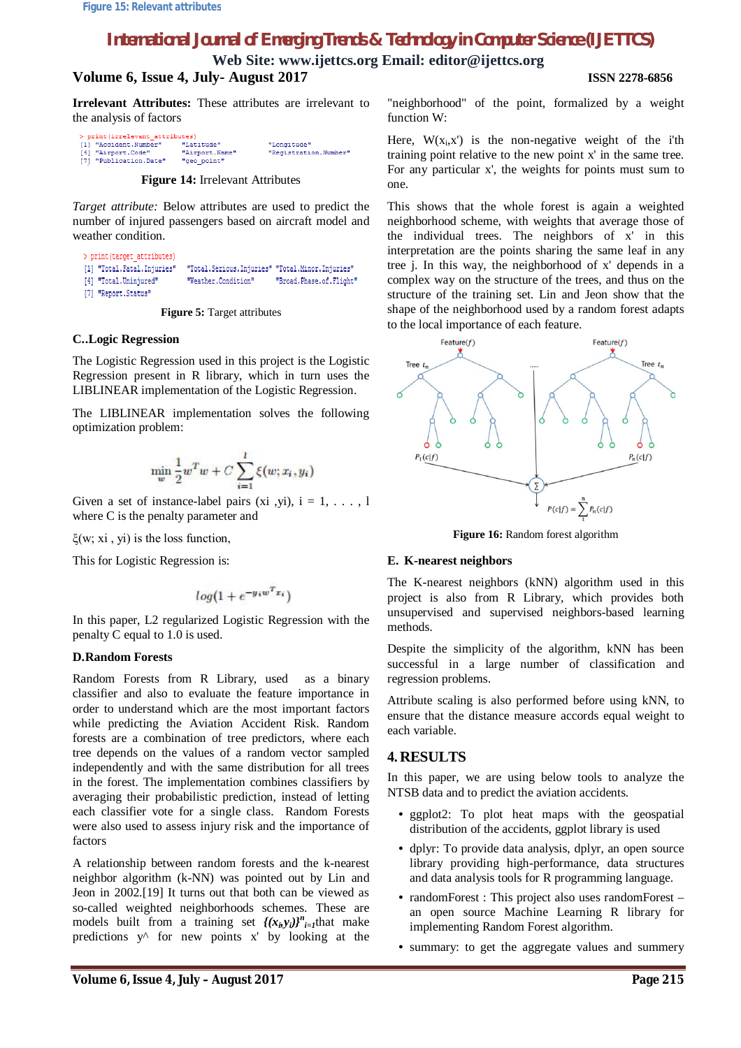Figure 15: Relevant attributes

**Irrelevant Attributes:** These attributes are irrelevant to the analysis of factors

```
> print(irrelevant_attributes)
[1] "Accident.Number"      "Latitude"        "Longitude"
[4] "Airport.Code"         "Airport.Name"    "Registration.Number"
[7] "Publication.Date"     "geo_point"
```

**Figure 14:** Irrelevant Attributes

*Target attribute:* Below attributes are used to predict the number of injured passengers based on aircraft model and weather condition.

```
> print(target_attributes)
[1] "Total.Fatal.Injuries"   "Total.Serious.Injuries" "Total.Minor.Injuries"
[4] "Total.Uninjured"        "Weather.Condition"      "Broad.Phase.of.Flight"
[7] "Report.Status"
```

**Figure 5:** Target attributes

### C..Logic Regression

The Logistic Regression used in this project is the Logistic Regression present in R library, which in turn uses the LIBLINEAR implementation of the Logistic Regression.

The LIBLINEAR implementation solves the following optimization problem:

$$\min_{w} \frac{1}{2} w^T w + C \sum_{i=1}^{l} \xi(w; x_i, y_i)$$

Given a set of instance-label pairs (xi ,yi), i = 1, . . . , l where C is the penalty parameter and

ξ(w; xi , yi) is the loss function,

This for Logistic Regression is:

$$log(1 + e^{-y_i w^T x_i})$$

In this paper, L2 regularized Logistic Regression with the penalty C equal to 1.0 is used.

### D.Random Forests

Random Forests from R Library, used as a binary classifier and also to evaluate the feature importance in order to understand which are the most important factors while predicting the Aviation Accident Risk. Random forests are a combination of tree predictors, where each tree depends on the values of a random vector sampled independently and with the same distribution for all trees in the forest. The implementation combines classifiers by averaging their probabilistic prediction, instead of letting each classifier vote for a single class. Random Forests were also used to assess injury risk and the importance of factors

A relationship between random forests and the k-nearest neighbor algorithm (k-NN) was pointed out by Lin and Jeon in 2002.[19] It turns out that both can be viewed as so-called weighted neighborhoods schemes. These are models built from a training set $\{(x_i, y_i)\}^n_{i=1}$ that make predictions y^ for new points x' by looking at the "neighborhood" of the point, formalized by a weight function W:

Here, $W(x_i, x')$ is the non-negative weight of the i'th training point relative to the new point x' in the same tree. For any particular x', the weights for points must sum to one.

This shows that the whole forest is again a weighted neighborhood scheme, with weights that average those of the individual trees. The neighbors of x' in this interpretation are the points sharing the same leaf in any tree j. In this way, the neighborhood of x' depends in a complex way on the structure of the trees, and thus on the structure of the training set. Lin and Jeon show that the shape of the neighborhood used by a random forest adapts to the local importance of each feature.

**Figure 16:** Random forest algorithm

### E. K-nearest neighbors

The K-nearest neighbors (kNN) algorithm used in this project is also from R Library, which provides both unsupervised and supervised neighbors-based learning methods.

Despite the simplicity of the algorithm, kNN has been successful in a large number of classification and regression problems.

Attribute scaling is also performed before using kNN, to ensure that the distance measure accords equal weight to each variable.

## 4. RESULTS

In this paper, we are using below tools to analyze the NTSB data and to predict the aviation accidents.

- ggplot2: To plot heat maps with the geospatial distribution of the accidents, ggplot library is used
- dplyr: To provide data analysis, dplyr, an open source library providing high-performance, data structures and data analysis tools for R programming language.
- randomForest : This project also uses randomForest – an open source Machine Learning R library for implementing Random Forest algorithm.
- summary: to get the aggregate values and summery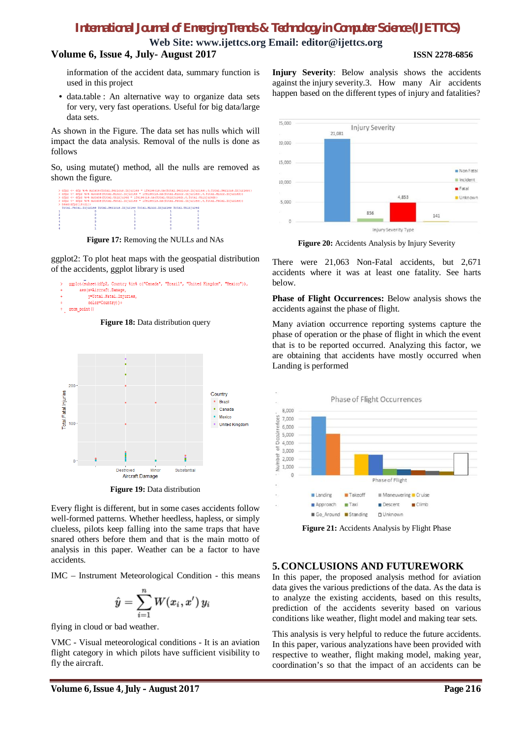information of the accident data, summary function is used in this project

- data.table : An alternative way to organize data sets for very, very fast operations. Useful for big data/large data sets.

As shown in the Figure. The data set has nulls which will impact the data analysis. Removal of the nulls is done as follows

So, using mutate() method, all the nulls are removed as shown the figure.

**Figure 17:** Removing the NULLs and NAs

ggplot2: To plot heat maps with the geospatial distribution of the accidents, ggplot library is used

**Figure 18:** Data distribution query

**Figure 19:** Data distribution

Every flight is different, but in some cases accidents follow well-formed patterns. Whether heedless, hapless, or simply clueless, pilots keep falling into the same traps that have snared others before them and that is the main motto of analysis in this paper. Weather can be a factor to have accidents.

IMC – Instrument Meteorological Condition - this means

$$\hat{y} = \sum_{i=1}^{n} W(x_i, x')\, y_i$$

flying in cloud or bad weather.

VMC - Visual meteorological conditions - It is an aviation flight category in which pilots have sufficient visibility to fly the aircraft.

**Injury Severity**: Below analysis shows the accidents against the injury severity.3. How many Air accidents happen based on the different types of injury and fatalities?

**Figure 20:** Accidents Analysis by Injury Severity

There were 21,063 Non-Fatal accidents, but 2,671 accidents where it was at least one fatality. See harts below.

**Phase of Flight Occurrences:** Below analysis shows the accidents against the phase of flight.

Many aviation occurrence reporting systems capture the phase of operation or the phase of flight in which the event that is to be reported occurred. Analyzing this factor, we are obtaining that accidents have mostly occurred when Landing is performed

**Figure 21:** Accidents Analysis by Flight Phase

## 5. CONCLUSIONS AND FUTUREWORK

In this paper, the proposed analysis method for aviation data gives the various predictions of the data. As the data is to analyze the existing accidents, based on this results, prediction of the accidents severity based on various conditions like weather, flight model and making tear sets.

This analysis is very helpful to reduce the future accidents. In this paper, various analyzations have been provided with respective to weather, flight making model, making year, coordination's so that the impact of an accidents can be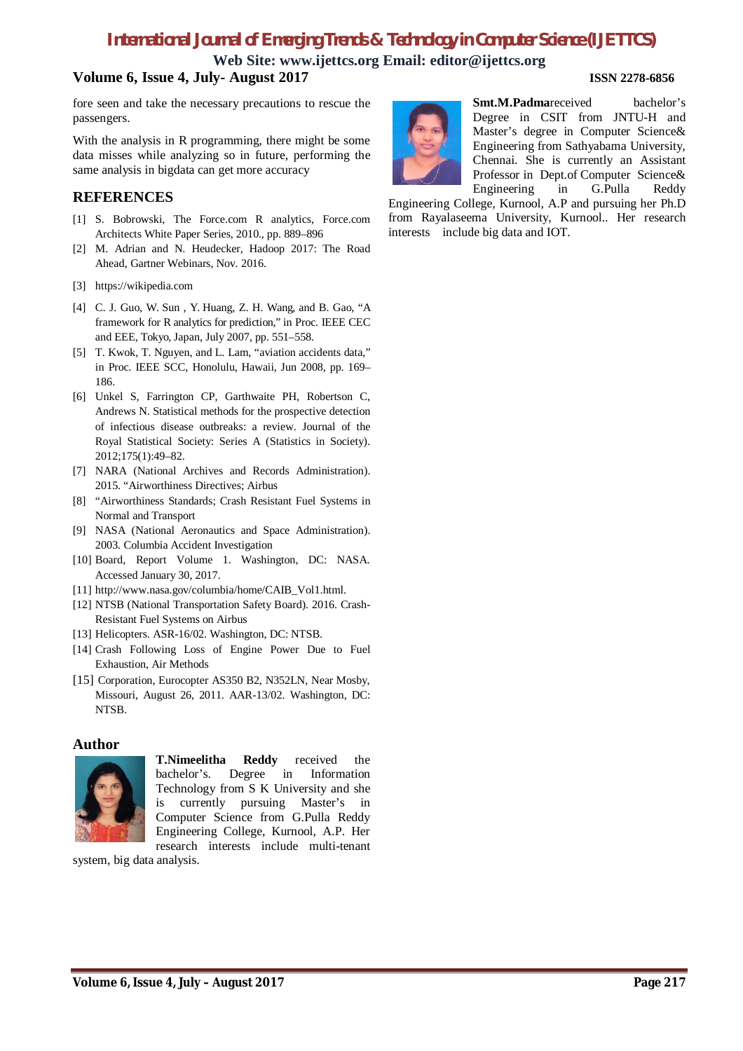fore seen and take the necessary precautions to rescue the passengers.

With the analysis in R programming, there might be some data misses while analyzing so in future, performing the same analysis in bigdata can get more accuracy

## REFERENCES

[1] S. Bobrowski, The Force.com R analytics, Force.com Architects White Paper Series, 2010., pp. 889–896

[2] M. Adrian and N. Heudecker, Hadoop 2017: The Road Ahead, Gartner Webinars, Nov. 2016.

[3] https://wikipedia.com

[4] C. J. Guo, W. Sun , Y. Huang, Z. H. Wang, and B. Gao, "A framework for R analytics for prediction," in Proc. IEEE CEC and EEE, Tokyo, Japan, July 2007, pp. 551–558.

[5] T. Kwok, T. Nguyen, and L. Lam, "aviation accidents data," in Proc. IEEE SCC, Honolulu, Hawaii, Jun 2008, pp. 169–186.

[6] Unkel S, Farrington CP, Garthwaite PH, Robertson C, Andrews N. Statistical methods for the prospective detection of infectious disease outbreaks: a review. Journal of the Royal Statistical Society: Series A (Statistics in Society). 2012;175(1):49–82.

[7] NARA (National Archives and Records Administration). 2015. "Airworthiness Directives; Airbus

[8] "Airworthiness Standards; Crash Resistant Fuel Systems in Normal and Transport

[9] NASA (National Aeronautics and Space Administration). 2003. Columbia Accident Investigation

[10] Board, Report Volume 1. Washington, DC: NASA. Accessed January 30, 2017.

[11] http://www.nasa.gov/columbia/home/CAIB_Vol1.html.

[12] NTSB (National Transportation Safety Board). 2016. Crash-Resistant Fuel Systems on Airbus

[13] Helicopters. ASR-16/02. Washington, DC: NTSB.

[14] Crash Following Loss of Engine Power Due to Fuel Exhaustion, Air Methods

[15] Corporation, Eurocopter AS350 B2, N352LN, Near Mosby, Missouri, August 26, 2011. AAR-13/02. Washington, DC: NTSB.

## Author

**T.Nimeelitha Reddy** received the bachelor's. Degree in Information Technology from S K University and she is currently pursuing Master's in Computer Science from G.Pulla Reddy Engineering College, Kurnool, A.P. Her research interests include multi-tenant system, big data analysis.

**Smt.M.Padma**received bachelor's Degree in CSIT from JNTU-H and Master's degree in Computer Science& Engineering from Sathyabama University, Chennai. She is currently an Assistant Professor in Dept.of Computer Science& Engineering in G.Pulla Reddy Engineering College, Kurnool, A.P and pursuing her Ph.D from Rayalaseema University, Kurnool.. Her research interests include big data and IOT.